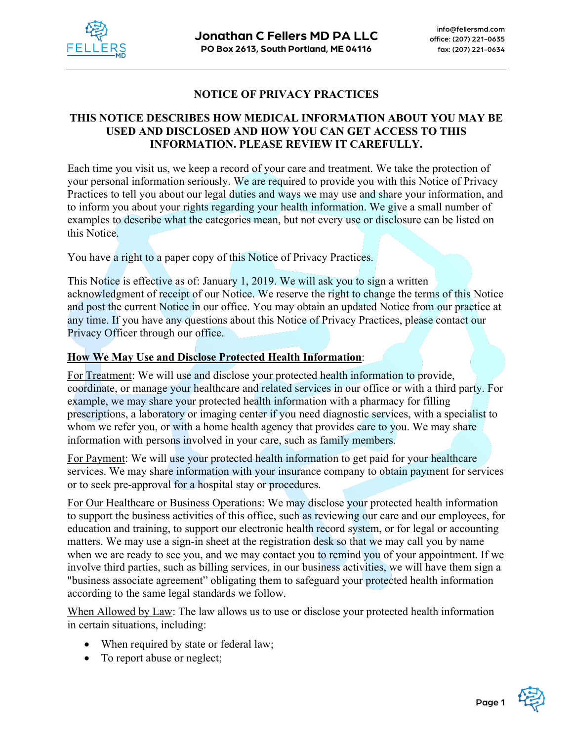Jonathan C Fellers MD PA LLC
PO Box 2613, South Portland, ME 04116

info@fellersmd.com
office: (207) 221-0635
fax: (207) 221-0634

# NOTICE OF PRIVACY PRACTICES

## THIS NOTICE DESCRIBES HOW MEDICAL INFORMATION ABOUT YOU MAY BE USED AND DISCLOSED AND HOW YOU CAN GET ACCESS TO THIS INFORMATION. PLEASE REVIEW IT CAREFULLY.

Each time you visit us, we keep a record of your care and treatment. We take the protection of your personal information seriously. We are required to provide you with this Notice of Privacy Practices to tell you about our legal duties and ways we may use and share your information, and to inform you about your rights regarding your health information. We give a small number of examples to describe what the categories mean, but not every use or disclosure can be listed on this Notice.

You have a right to a paper copy of this Notice of Privacy Practices.

This Notice is effective as of: January 1, 2019. We will ask you to sign a written acknowledgment of receipt of our Notice. We reserve the right to change the terms of this Notice and post the current Notice in our office. You may obtain an updated Notice from our practice at any time. If you have any questions about this Notice of Privacy Practices, please contact our Privacy Officer through our office.

**How We May Use and Disclose Protected Health Information**:

For Treatment: We will use and disclose your protected health information to provide, coordinate, or manage your healthcare and related services in our office or with a third party. For example, we may share your protected health information with a pharmacy for filling prescriptions, a laboratory or imaging center if you need diagnostic services, with a specialist to whom we refer you, or with a home health agency that provides care to you. We may share information with persons involved in your care, such as family members.

For Payment: We will use your protected health information to get paid for your healthcare services. We may share information with your insurance company to obtain payment for services or to seek pre-approval for a hospital stay or procedures.

For Our Healthcare or Business Operations: We may disclose your protected health information to support the business activities of this office, such as reviewing our care and our employees, for education and training, to support our electronic health record system, or for legal or accounting matters. We may use a sign-in sheet at the registration desk so that we may call you by name when we are ready to see you, and we may contact you to remind you of your appointment. If we involve third parties, such as billing services, in our business activities, we will have them sign a "business associate agreement" obligating them to safeguard your protected health information according to the same legal standards we follow.

When Allowed by Law: The law allows us to use or disclose your protected health information in certain situations, including:

- When required by state or federal law;
- To report abuse or neglect;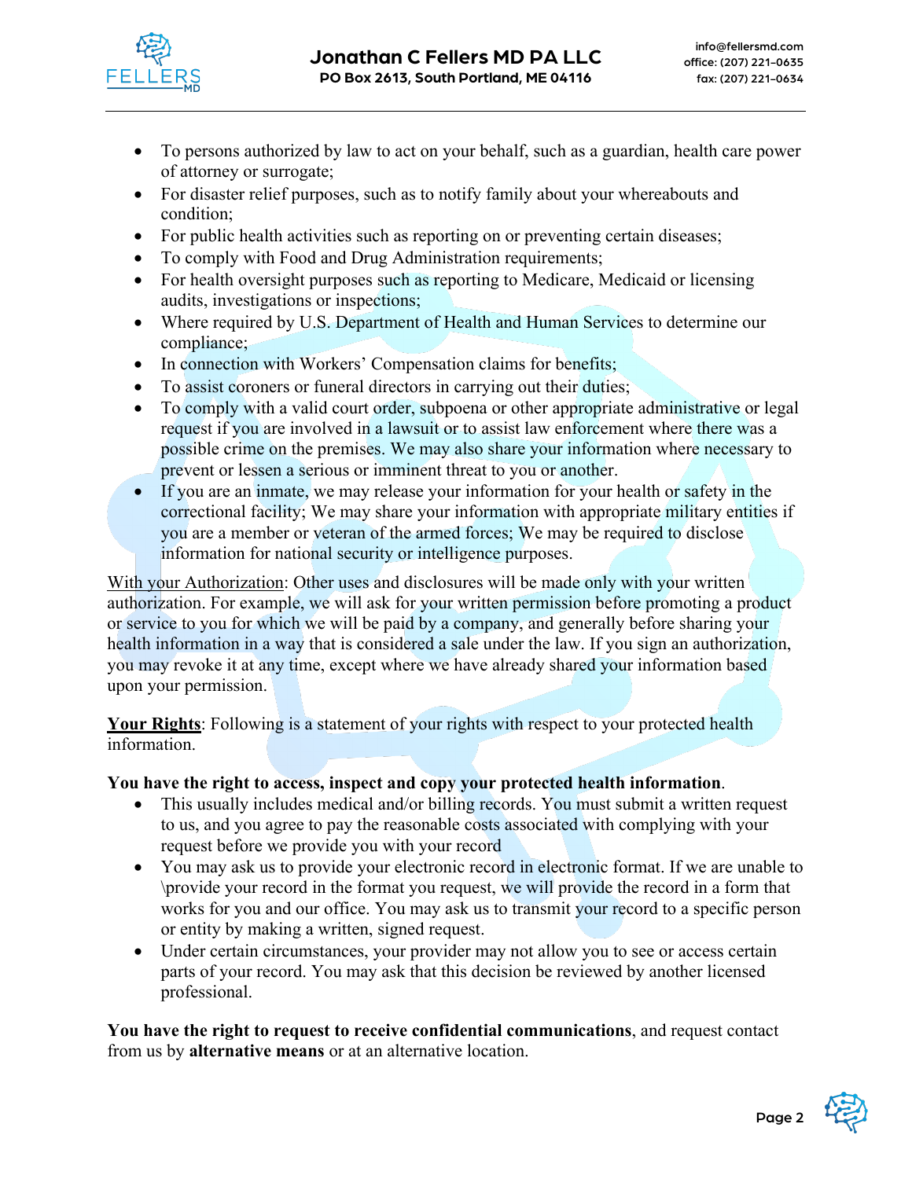- To persons authorized by law to act on your behalf, such as a guardian, health care power of attorney or surrogate;
- For disaster relief purposes, such as to notify family about your whereabouts and condition;
- For public health activities such as reporting on or preventing certain diseases;
- To comply with Food and Drug Administration requirements;
- For health oversight purposes such as reporting to Medicare, Medicaid or licensing audits, investigations or inspections;
- Where required by U.S. Department of Health and Human Services to determine our compliance;
- In connection with Workers' Compensation claims for benefits;
- To assist coroners or funeral directors in carrying out their duties;
- To comply with a valid court order, subpoena or other appropriate administrative or legal request if you are involved in a lawsuit or to assist law enforcement where there was a possible crime on the premises. We may also share your information where necessary to prevent or lessen a serious or imminent threat to you or another.
- If you are an inmate, we may release your information for your health or safety in the correctional facility; We may share your information with appropriate military entities if you are a member or veteran of the armed forces; We may be required to disclose information for national security or intelligence purposes.

<u>With your Authorization</u>: Other uses and disclosures will be made only with your written authorization. For example, we will ask for your written permission before promoting a product or service to you for which we will be paid by a company, and generally before sharing your health information in a way that is considered a sale under the law. If you sign an authorization, you may revoke it at any time, except where we have already shared your information based upon your permission.

**<u>Your Rights</u>**: Following is a statement of your rights with respect to your protected health information.

**You have the right to access, inspect and copy your protected health information**.

- This usually includes medical and/or billing records. You must submit a written request to us, and you agree to pay the reasonable costs associated with complying with your request before we provide you with your record
- You may ask us to provide your electronic record in electronic format. If we are unable to \provide your record in the format you request, we will provide the record in a form that works for you and our office. You may ask us to transmit your record to a specific person or entity by making a written, signed request.
- Under certain circumstances, your provider may not allow you to see or access certain parts of your record. You may ask that this decision be reviewed by another licensed professional.

**You have the right to request to receive confidential communications**, and request contact from us by **alternative means** or at an alternative location.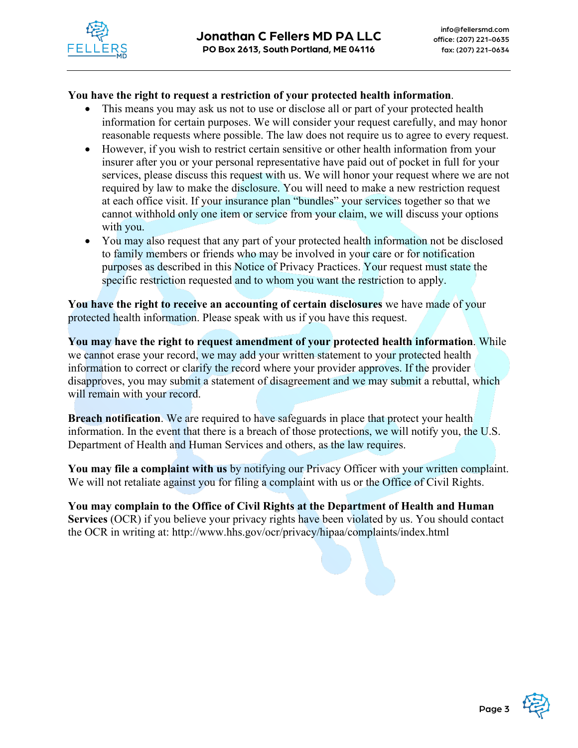**You have the right to request a restriction of your protected health information**.

- This means you may ask us not to use or disclose all or part of your protected health information for certain purposes. We will consider your request carefully, and may honor reasonable requests where possible. The law does not require us to agree to every request.
- However, if you wish to restrict certain sensitive or other health information from your insurer after you or your personal representative have paid out of pocket in full for your services, please discuss this request with us. We will honor your request where we are not required by law to make the disclosure. You will need to make a new restriction request at each office visit. If your insurance plan "bundles" your services together so that we cannot withhold only one item or service from your claim, we will discuss your options with you.
- You may also request that any part of your protected health information not be disclosed to family members or friends who may be involved in your care or for notification purposes as described in this Notice of Privacy Practices. Your request must state the specific restriction requested and to whom you want the restriction to apply.

**You have the right to receive an accounting of certain disclosures** we have made of your protected health information. Please speak with us if you have this request.

**You may have the right to request amendment of your protected health information**. While we cannot erase your record, we may add your written statement to your protected health information to correct or clarify the record where your provider approves. If the provider disapproves, you may submit a statement of disagreement and we may submit a rebuttal, which will remain with your record.

**Breach notification**. We are required to have safeguards in place that protect your health information. In the event that there is a breach of those protections, we will notify you, the U.S. Department of Health and Human Services and others, as the law requires.

**You may file a complaint with us** by notifying our Privacy Officer with your written complaint. We will not retaliate against you for filing a complaint with us or the Office of Civil Rights.

**You may complain to the Office of Civil Rights at the Department of Health and Human Services** (OCR) if you believe your privacy rights have been violated by us. You should contact the OCR in writing at: http://www.hhs.gov/ocr/privacy/hipaa/complaints/index.html